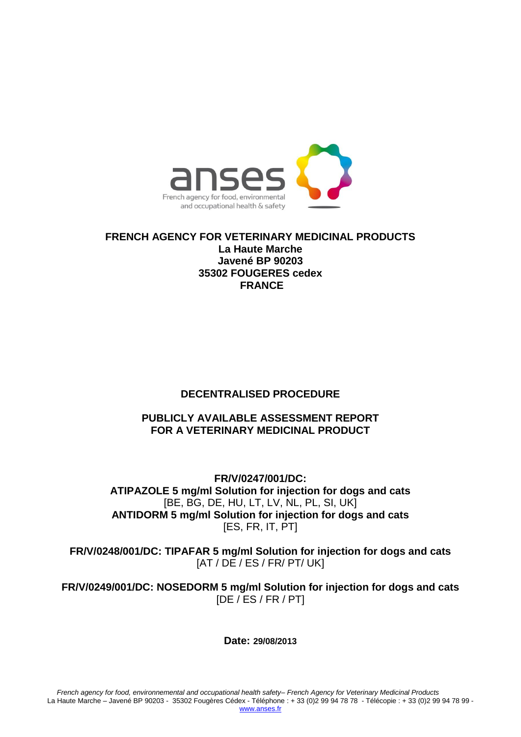anses

French agency for food, environmental and occupational health & safety

**FRENCH AGENCY FOR VETERINARY MEDICINAL PRODUCTS**
**La Haute Marche**
**Javené BP 90203**
**35302 FOUGERES cedex**
**FRANCE**

# DECENTRALISED PROCEDURE

## PUBLICLY AVAILABLE ASSESSMENT REPORT FOR A VETERINARY MEDICINAL PRODUCT

**FR/V/0247/001/DC:**
**ATIPAZOLE 5 mg/ml Solution for injection for dogs and cats**
[BE, BG, DE, HU, LT, LV, NL, PL, SI, UK]
**ANTIDORM 5 mg/ml Solution for injection for dogs and cats**
[ES, FR, IT, PT]

**FR/V/0248/001/DC: TIPAFAR 5 mg/ml Solution for injection for dogs and cats**
[AT / DE / ES / FR/ PT/ UK]

**FR/V/0249/001/DC: NOSEDORM 5 mg/ml Solution for injection for dogs and cats**
[DE / ES / FR / PT]

**Date: 29/08/2013**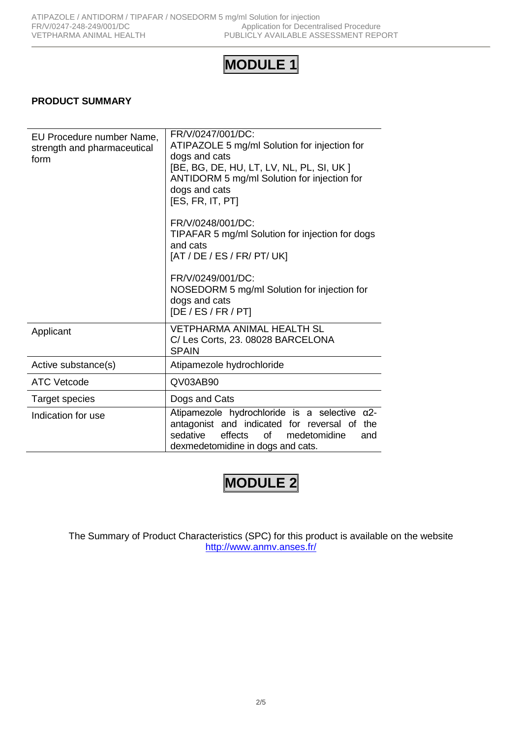# MODULE 1

**PRODUCT SUMMARY**

| | |
|---|---|
| EU Procedure number Name, strength and pharmaceutical form | FR/V/0247/001/DC:<br>ATIPAZOLE 5 mg/ml Solution for injection for dogs and cats<br>[BE, BG, DE, HU, LT, LV, NL, PL, SI, UK ]<br>ANTIDORM 5 mg/ml Solution for injection for dogs and cats<br>[ES, FR, IT, PT]<br><br>FR/V/0248/001/DC:<br>TIPAFAR 5 mg/ml Solution for injection for dogs and cats<br>[AT / DE / ES / FR/ PT/ UK]<br><br>FR/V/0249/001/DC:<br>NOSEDORM 5 mg/ml Solution for injection for dogs and cats<br>[DE / ES / FR / PT] |
| Applicant | VETPHARMA ANIMAL HEALTH SL<br>C/ Les Corts, 23. 08028 BARCELONA<br>SPAIN |
| Active substance(s) | Atipamezole hydrochloride |
| ATC Vetcode | QV03AB90 |
| Target species | Dogs and Cats |
| Indication for use | Atipamezole hydrochloride is a selective α2-antagonist and indicated for reversal of the sedative effects of medetomidine and dexmedetomidine in dogs and cats. |

# MODULE 2

The Summary of Product Characteristics (SPC) for this product is available on the website http://www.anmv.anses.fr/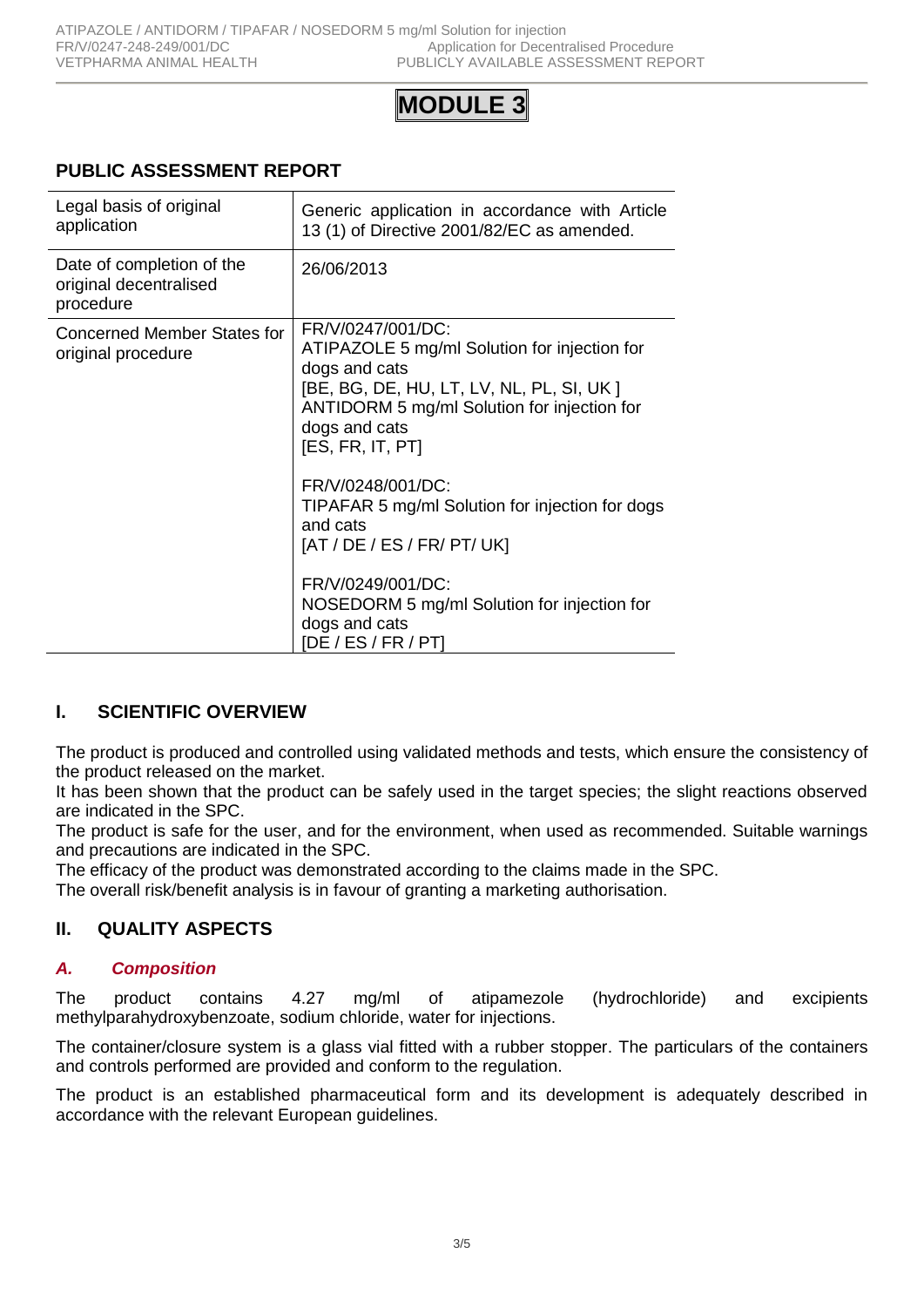# MODULE 3

## PUBLIC ASSESSMENT REPORT

| | |
|---|---|
| Legal basis of original application | Generic application in accordance with Article 13 (1) of Directive 2001/82/EC as amended. |
| Date of completion of the original decentralised procedure | 26/06/2013 |
| Concerned Member States for original procedure | FR/V/0247/001/DC:<br>ATIPAZOLE 5 mg/ml Solution for injection for dogs and cats<br>[BE, BG, DE, HU, LT, LV, NL, PL, SI, UK ]<br>ANTIDORM 5 mg/ml Solution for injection for dogs and cats<br>[ES, FR, IT, PT]<br><br>FR/V/0248/001/DC:<br>TIPAFAR 5 mg/ml Solution for injection for dogs and cats<br>[AT / DE / ES / FR/ PT/ UK]<br><br>FR/V/0249/001/DC:<br>NOSEDORM 5 mg/ml Solution for injection for dogs and cats<br>[DE / ES / FR / PT] |

## I. SCIENTIFIC OVERVIEW

The product is produced and controlled using validated methods and tests, which ensure the consistency of the product released on the market.

It has been shown that the product can be safely used in the target species; the slight reactions observed are indicated in the SPC.

The product is safe for the user, and for the environment, when used as recommended. Suitable warnings and precautions are indicated in the SPC.

The efficacy of the product was demonstrated according to the claims made in the SPC.

The overall risk/benefit analysis is in favour of granting a marketing authorisation.

## II. QUALITY ASPECTS

### *A. Composition*

The product contains 4.27 mg/ml of atipamezole (hydrochloride) and excipients methylparahydroxybenzoate, sodium chloride, water for injections.

The container/closure system is a glass vial fitted with a rubber stopper. The particulars of the containers and controls performed are provided and conform to the regulation.

The product is an established pharmaceutical form and its development is adequately described in accordance with the relevant European guidelines.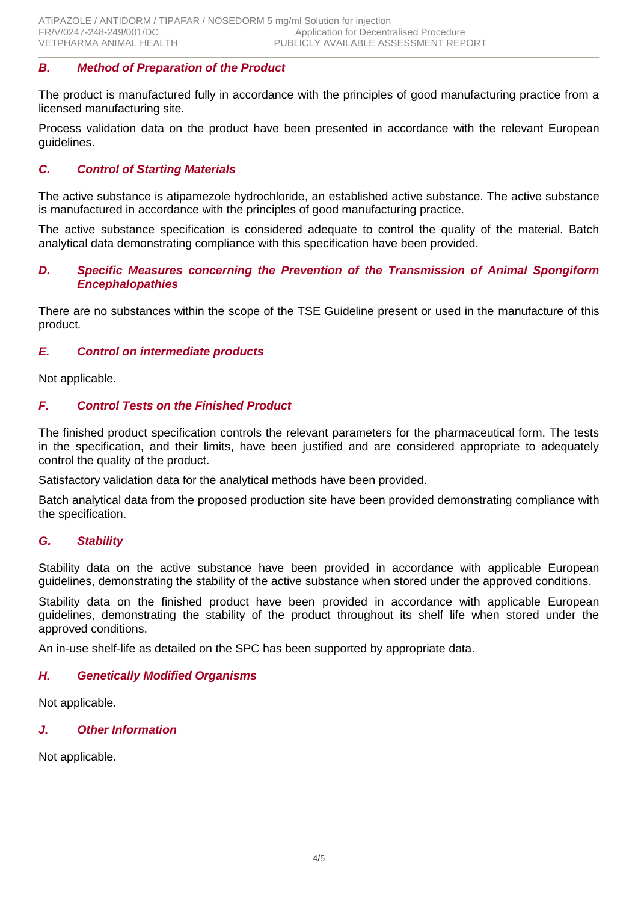### *B. Method of Preparation of the Product*

The product is manufactured fully in accordance with the principles of good manufacturing practice from a licensed manufacturing site.

Process validation data on the product have been presented in accordance with the relevant European guidelines.

### *C. Control of Starting Materials*

The active substance is atipamezole hydrochloride, an established active substance. The active substance is manufactured in accordance with the principles of good manufacturing practice.

The active substance specification is considered adequate to control the quality of the material. Batch analytical data demonstrating compliance with this specification have been provided.

### *D. Specific Measures concerning the Prevention of the Transmission of Animal Spongiform Encephalopathies*

There are no substances within the scope of the TSE Guideline present or used in the manufacture of this product*.*

### *E. Control on intermediate products*

Not applicable.

### *F. Control Tests on the Finished Product*

The finished product specification controls the relevant parameters for the pharmaceutical form. The tests in the specification, and their limits, have been justified and are considered appropriate to adequately control the quality of the product.

Satisfactory validation data for the analytical methods have been provided.

Batch analytical data from the proposed production site have been provided demonstrating compliance with the specification.

### *G. Stability*

Stability data on the active substance have been provided in accordance with applicable European guidelines, demonstrating the stability of the active substance when stored under the approved conditions.

Stability data on the finished product have been provided in accordance with applicable European guidelines, demonstrating the stability of the product throughout its shelf life when stored under the approved conditions.

An in-use shelf-life as detailed on the SPC has been supported by appropriate data.

### *H. Genetically Modified Organisms*

Not applicable.

### *J. Other Information*

Not applicable.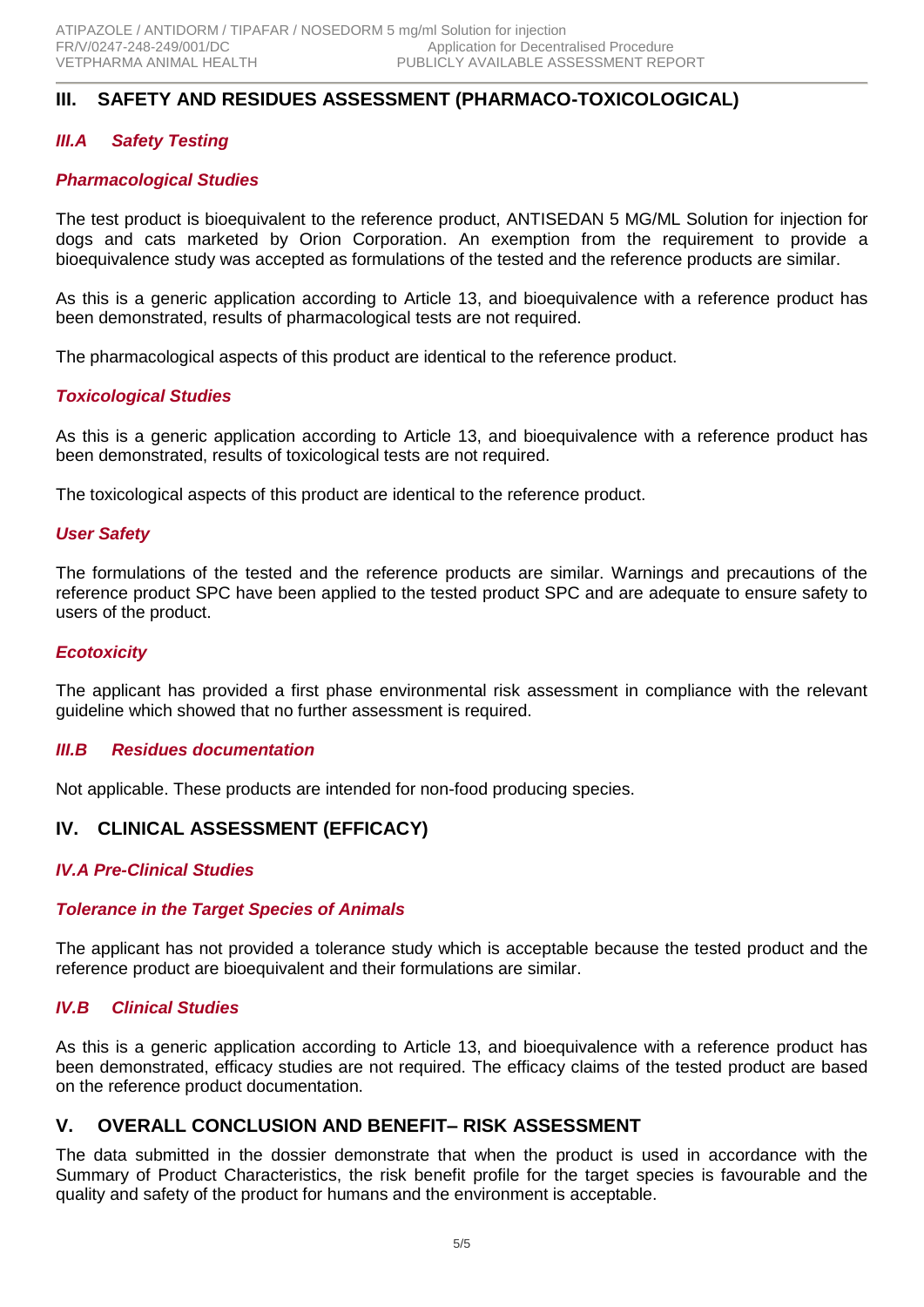## III. SAFETY AND RESIDUES ASSESSMENT (PHARMACO-TOXICOLOGICAL)

### *III.A Safety Testing*

#### *Pharmacological Studies*

The test product is bioequivalent to the reference product, ANTISEDAN 5 MG/ML Solution for injection for dogs and cats marketed by Orion Corporation. An exemption from the requirement to provide a bioequivalence study was accepted as formulations of the tested and the reference products are similar.

As this is a generic application according to Article 13, and bioequivalence with a reference product has been demonstrated, results of pharmacological tests are not required.

The pharmacological aspects of this product are identical to the reference product.

#### *Toxicological Studies*

As this is a generic application according to Article 13, and bioequivalence with a reference product has been demonstrated, results of toxicological tests are not required.

The toxicological aspects of this product are identical to the reference product.

#### *User Safety*

The formulations of the tested and the reference products are similar. Warnings and precautions of the reference product SPC have been applied to the tested product SPC and are adequate to ensure safety to users of the product.

#### *Ecotoxicity*

The applicant has provided a first phase environmental risk assessment in compliance with the relevant guideline which showed that no further assessment is required.

### *III.B Residues documentation*

Not applicable. These products are intended for non-food producing species.

## IV. CLINICAL ASSESSMENT (EFFICACY)

### *IV.A Pre-Clinical Studies*

#### *Tolerance in the Target Species of Animals*

The applicant has not provided a tolerance study which is acceptable because the tested product and the reference product are bioequivalent and their formulations are similar.

### *IV.B Clinical Studies*

As this is a generic application according to Article 13, and bioequivalence with a reference product has been demonstrated, efficacy studies are not required. The efficacy claims of the tested product are based on the reference product documentation.

## V. OVERALL CONCLUSION AND BENEFIT– RISK ASSESSMENT

The data submitted in the dossier demonstrate that when the product is used in accordance with the Summary of Product Characteristics, the risk benefit profile for the target species is favourable and the quality and safety of the product for humans and the environment is acceptable.